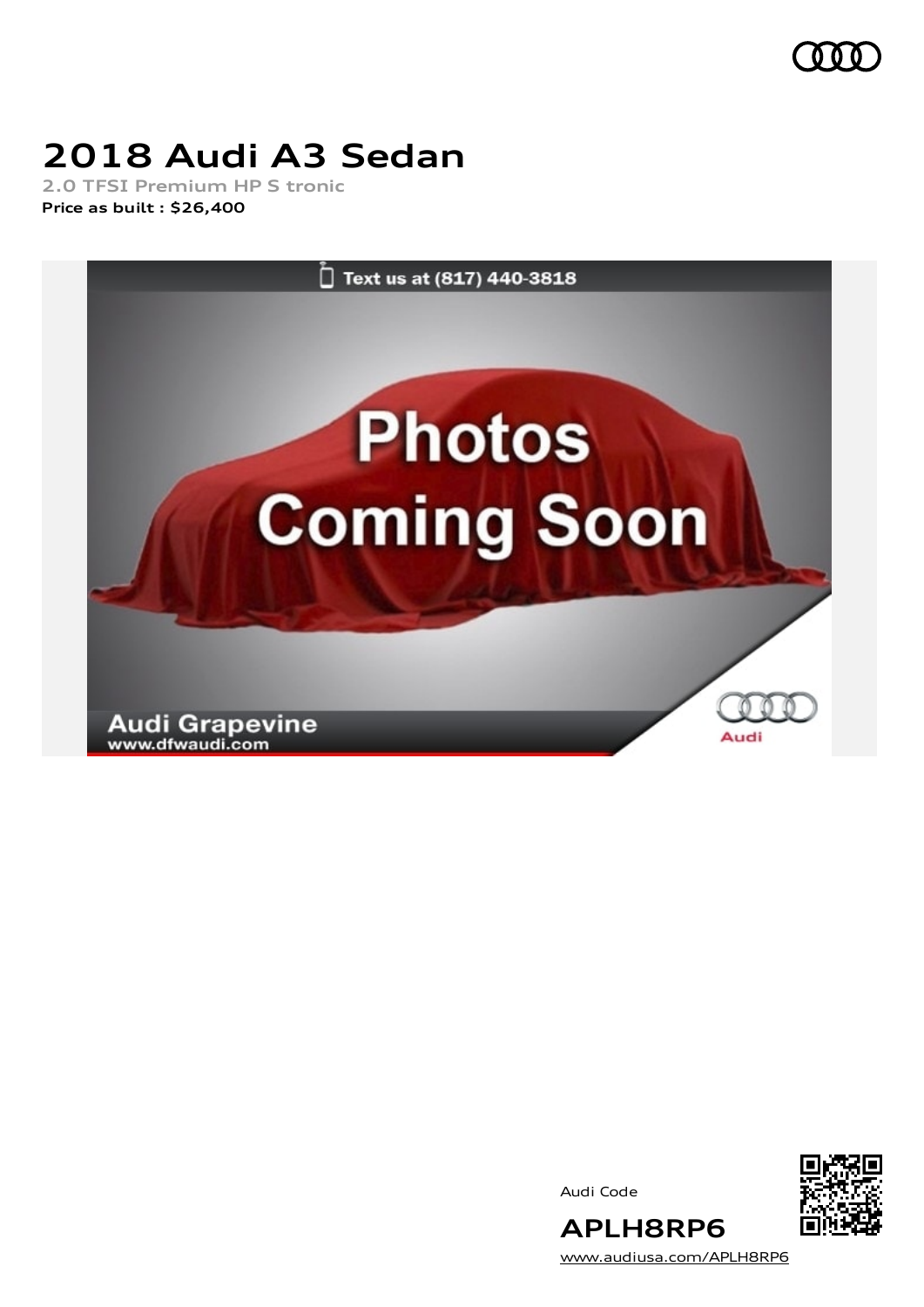# 2018 Audi A3 Sedan

2.0 TFSI Premium HP S tronic

**Price as built : $26,400**

Audi Code

**APLH8RP6**

www.audiusa.com/APLH8RP6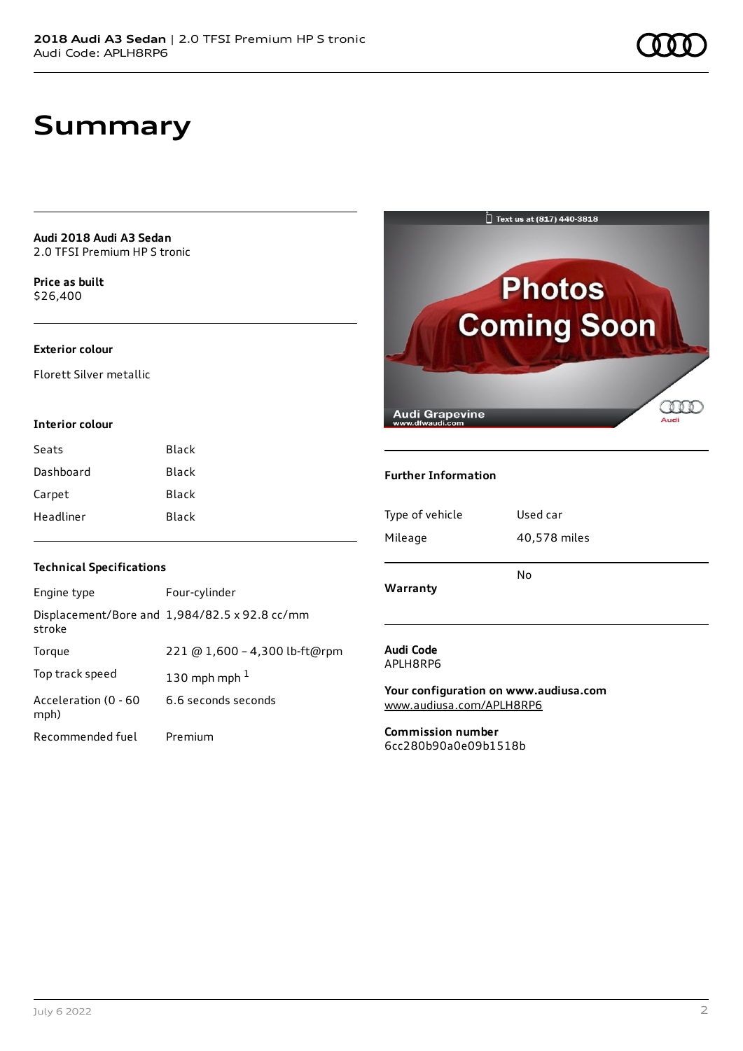# Summary

**Audi 2018 Audi A3 Sedan**
2.0 TFSI Premium HP S tronic

**Price as built**
$26,400

### Exterior colour

Florett Silver metallic

### Interior colour

| | |
|---|---|
| Seats | Black |
| Dashboard | Black |
| Carpet | Black |
| Headliner | Black |

### Technical Specifications

| | |
|---|---|
| Engine type | Four-cylinder |
| Displacement/Bore and stroke | 1,984/82.5 x 92.8 cc/mm |
| Torque | 221 @ 1,600 - 4,300 lb-ft@rpm |
| Top track speed | 130 mph mph [1] |
| Acceleration (0 - 60 mph) | 6.6 seconds seconds |
| Recommended fuel | Premium |

### Further Information

| | |
|---|---|
| Type of vehicle | Used car |
| Mileage | 40,578 miles |
| Warranty | No |

**Audi Code**
APLH8RP6

**Your configuration on www.audiusa.com**
www.audiusa.com/APLH8RP6

**Commission number**
6cc280b90a0e09b1518b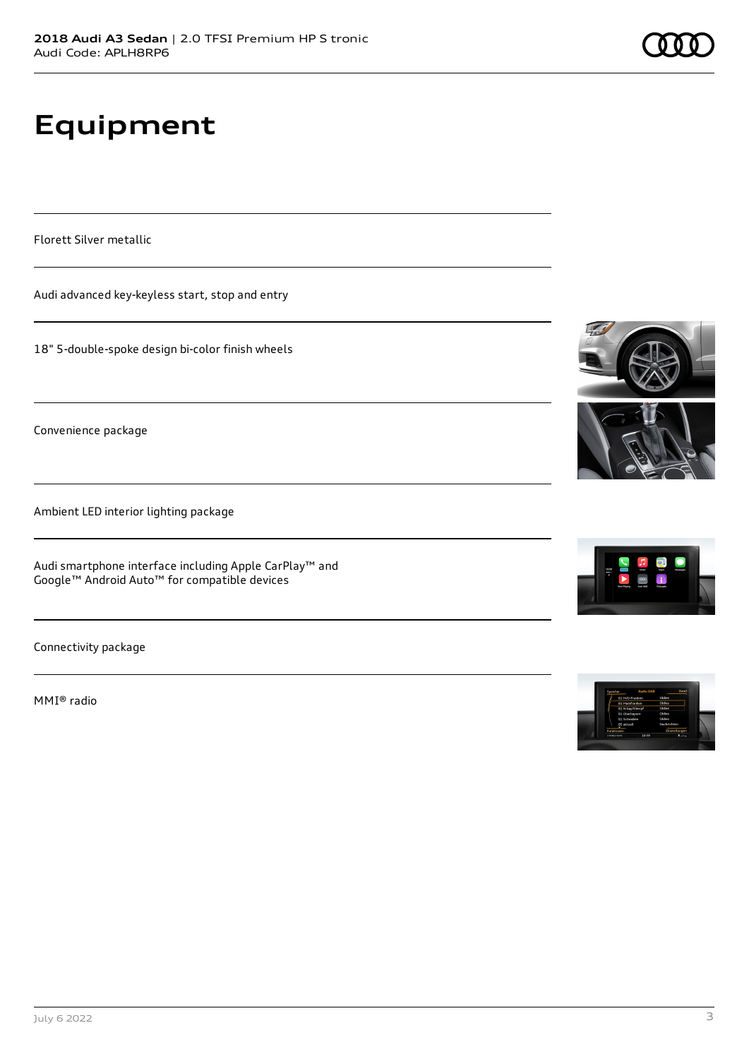# Equipment

Florett Silver metallic

Audi advanced key-keyless start, stop and entry

18" 5-double-spoke design bi-color finish wheels

Convenience package

Ambient LED interior lighting package

Audi smartphone interface including Apple CarPlay™ and Google™ Android Auto™ for compatible devices

Connectivity package

MMI® radio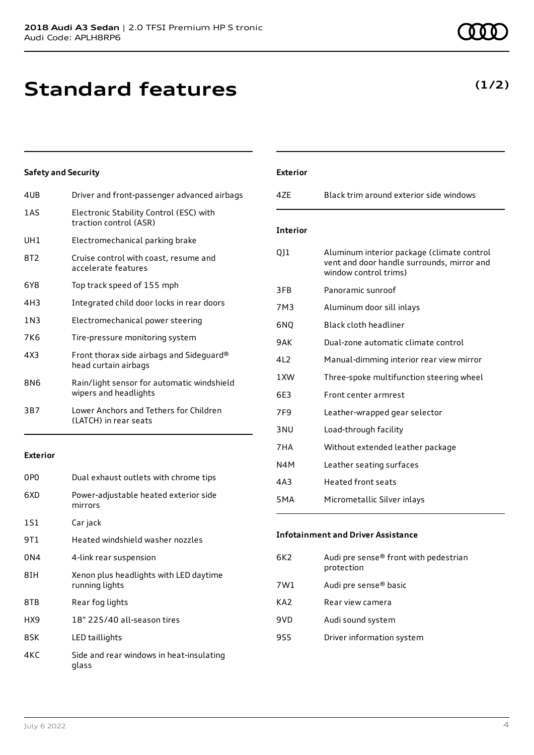# Standard features

**(1/2)**

### Safety and Security

| | |
|---|---|
| 4UB | Driver and front-passenger advanced airbags |
| 1AS | Electronic Stability Control (ESC) with traction control (ASR) |
| UH1 | Electromechanical parking brake |
| 8T2 | Cruise control with coast, resume and accelerate features |
| 6Y8 | Top track speed of 155 mph |
| 4H3 | Integrated child door locks in rear doors |
| 1N3 | Electromechanical power steering |
| 7K6 | Tire-pressure monitoring system |
| 4X3 | Front thorax side airbags and Sideguard® head curtain airbags |
| 8N6 | Rain/light sensor for automatic windshield wipers and headlights |
| 3B7 | Lower Anchors and Tethers for Children (LATCH) in rear seats |

### Exterior

| | |
|---|---|
| 0P0 | Dual exhaust outlets with chrome tips |
| 6XD | Power-adjustable heated exterior side mirrors |
| 1S1 | Car jack |
| 9T1 | Heated windshield washer nozzles |
| 0N4 | 4-link rear suspension |
| 8IH | Xenon plus headlights with LED daytime running lights |
| 8TB | Rear fog lights |
| HX9 | 18" 225/40 all-season tires |
| 8SK | LED taillights |
| 4KC | Side and rear windows in heat-insulating glass |

### Exterior

| | |
|---|---|
| 4ZE | Black trim around exterior side windows |

### Interior

| | |
|---|---|
| QJ1 | Aluminum interior package (climate control vent and door handle surrounds, mirror and window control trims) |
| 3FB | Panoramic sunroof |
| 7M3 | Aluminum door sill inlays |
| 6NQ | Black cloth headliner |
| 9AK | Dual-zone automatic climate control |
| 4L2 | Manual-dimming interior rear view mirror |
| 1XW | Three-spoke multifunction steering wheel |
| 6E3 | Front center armrest |
| 7F9 | Leather-wrapped gear selector |
| 3NU | Load-through facility |
| 7HA | Without extended leather package |
| N4M | Leather seating surfaces |
| 4A3 | Heated front seats |
| 5MA | Micrometallic Silver inlays |

### Infotainment and Driver Assistance

| | |
|---|---|
| 6K2 | Audi pre sense® front with pedestrian protection |
| 7W1 | Audi pre sense® basic |
| KA2 | Rear view camera |
| 9VD | Audi sound system |
| 9S5 | Driver information system |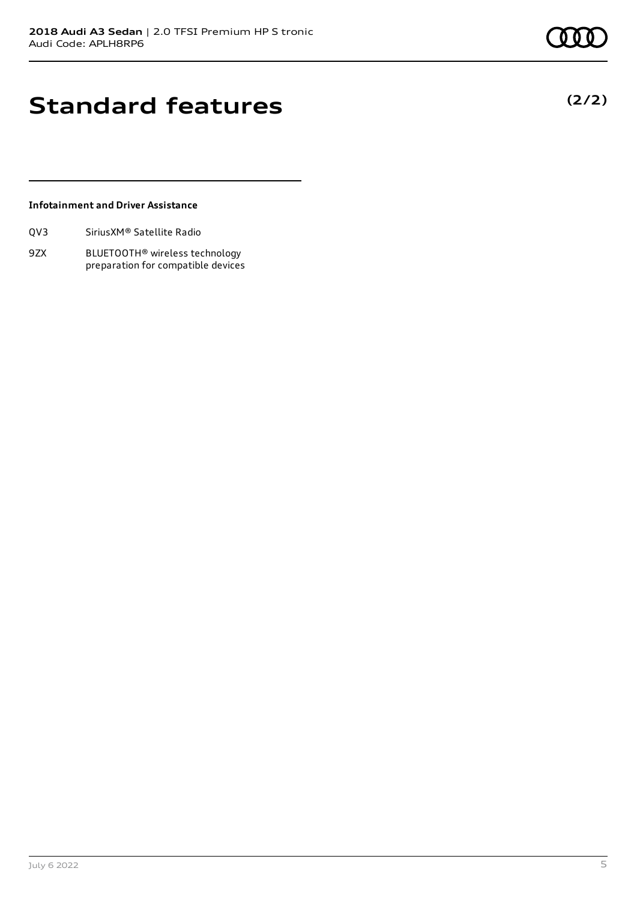# Standard features

**(2/2)**

### Infotainment and Driver Assistance

| | |
|---|---|
| QV3 | SiriusXM® Satellite Radio |
| 9ZX | BLUETOOTH® wireless technology preparation for compatible devices |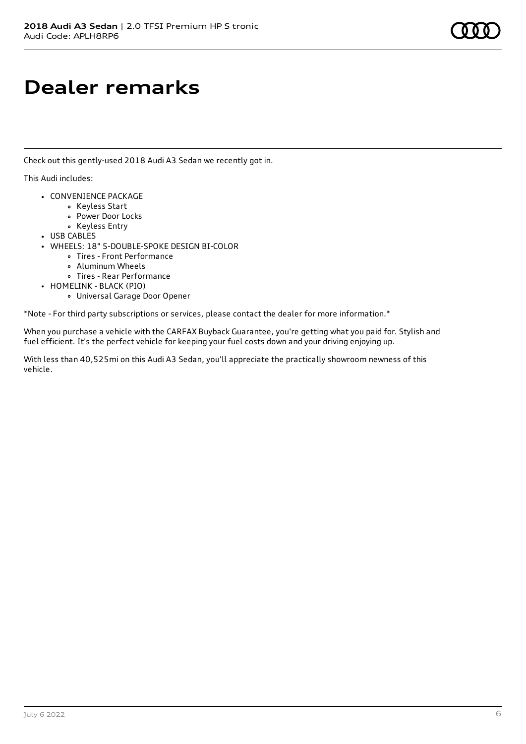# Dealer remarks

Check out this gently-used 2018 Audi A3 Sedan we recently got in.

This Audi includes:

- CONVENIENCE PACKAGE
  - Keyless Start
  - Power Door Locks
  - Keyless Entry
- USB CABLES
- WHEELS: 18" 5-DOUBLE-SPOKE DESIGN BI-COLOR
  - Tires - Front Performance
  - Aluminum Wheels
  - Tires - Rear Performance
- HOMELINK - BLACK (PIO)
  - Universal Garage Door Opener

*Note - For third party subscriptions or services, please contact the dealer for more information.*

When you purchase a vehicle with the CARFAX Buyback Guarantee, you're getting what you paid for. Stylish and fuel efficient. It's the perfect vehicle for keeping your fuel costs down and your driving enjoying up.

With less than 40,525mi on this Audi A3 Sedan, you'll appreciate the practically showroom newness of this vehicle.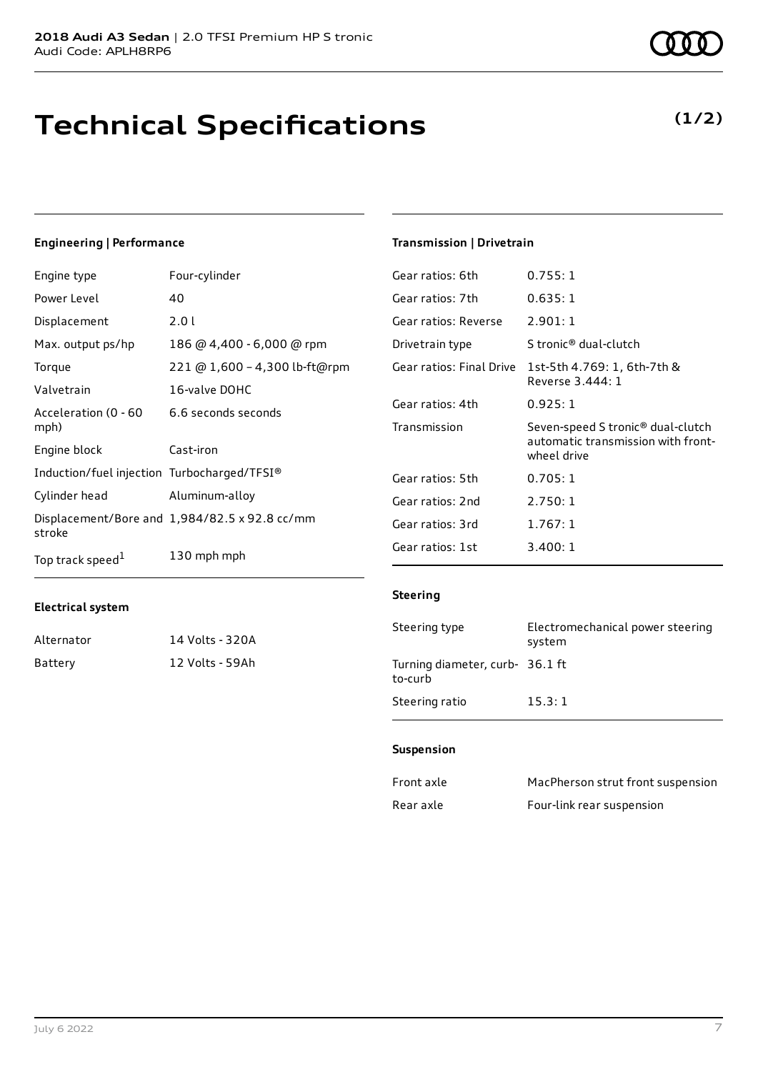# Technical Specifications

**(1/2)**

### Engineering | Performance

| | |
|---|---|
| Engine type | Four-cylinder |
| Power Level | 40 |
| Displacement | 2.0 l |
| Max. output ps/hp | 186 @ 4,400 - 6,000 @ rpm |
| Torque | 221 @ 1,600 – 4,300 lb-ft@rpm |
| Valvetrain | 16-valve DOHC |
| Acceleration (0 - 60 mph) | 6.6 seconds seconds |
| Engine block | Cast-iron |
| Induction/fuel injection | Turbocharged/TFSI® |
| Cylinder head | Aluminum-alloy |
| Displacement/Bore and stroke | 1,984/82.5 x 92.8 cc/mm |
| Top track speed[1] | 130 mph mph |

### Electrical system

| | |
|---|---|
| Alternator | 14 Volts - 320A |
| Battery | 12 Volts - 59Ah |

### Transmission | Drivetrain

| | |
|---|---|
| Gear ratios: 6th | 0.755: 1 |
| Gear ratios: 7th | 0.635: 1 |
| Gear ratios: Reverse | 2.901: 1 |
| Drivetrain type | S tronic® dual-clutch |
| Gear ratios: Final Drive | 1st-5th 4.769: 1, 6th-7th & Reverse 3.444: 1 |
| Gear ratios: 4th | 0.925: 1 |
| Transmission | Seven-speed S tronic® dual-clutch automatic transmission with front-wheel drive |
| Gear ratios: 5th | 0.705: 1 |
| Gear ratios: 2nd | 2.750: 1 |
| Gear ratios: 3rd | 1.767: 1 |
| Gear ratios: 1st | 3.400: 1 |

### Steering

| | |
|---|---|
| Steering type | Electromechanical power steering system |
| Turning diameter, curb-to-curb | 36.1 ft |
| Steering ratio | 15.3: 1 |

### Suspension

| | |
|---|---|
| Front axle | MacPherson strut front suspension |
| Rear axle | Four-link rear suspension |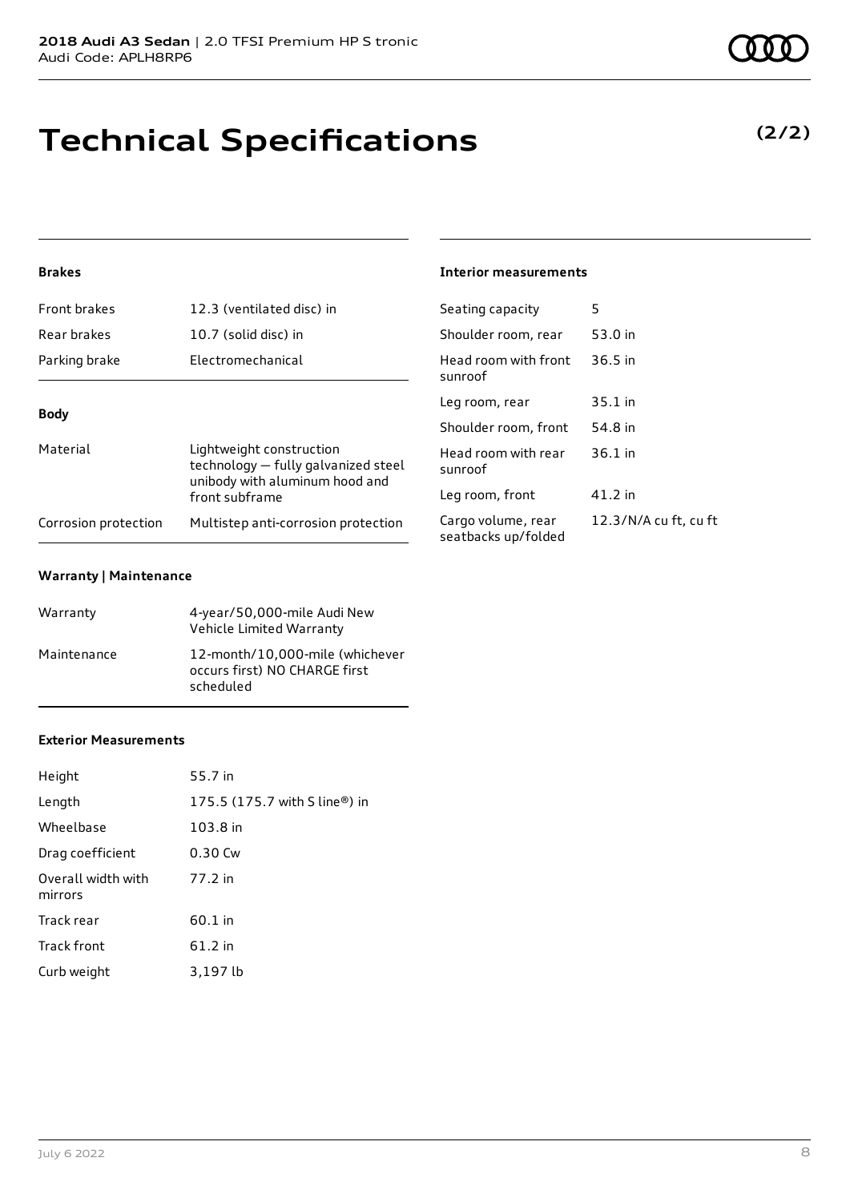# Technical Specifications

**(2/2)**

#### Brakes

| | |
|---|---|
| Front brakes | 12.3 (ventilated disc) in |
| Rear brakes | 10.7 (solid disc) in |
| Parking brake | Electromechanical |

#### Body

| | |
|---|---|
| Material | Lightweight construction technology — fully galvanized steel unibody with aluminum hood and front subframe |
| Corrosion protection | Multistep anti-corrosion protection |

#### Warranty | Maintenance

| | |
|---|---|
| Warranty | 4-year/50,000-mile Audi New Vehicle Limited Warranty |
| Maintenance | 12-month/10,000-mile (whichever occurs first) NO CHARGE first scheduled |

#### Exterior Measurements

| | |
|---|---|
| Height | 55.7 in |
| Length | 175.5 (175.7 with S line®) in |
| Wheelbase | 103.8 in |
| Drag coefficient | 0.30 Cw |
| Overall width with mirrors | 77.2 in |
| Track rear | 60.1 in |
| Track front | 61.2 in |
| Curb weight | 3,197 lb |

#### Interior measurements

| | |
|---|---|
| Seating capacity | 5 |
| Shoulder room, rear | 53.0 in |
| Head room with front sunroof | 36.5 in |
| Leg room, rear | 35.1 in |
| Shoulder room, front | 54.8 in |
| Head room with rear sunroof | 36.1 in |
| Leg room, front | 41.2 in |
| Cargo volume, rear seatbacks up/folded | 12.3/N/A cu ft, cu ft |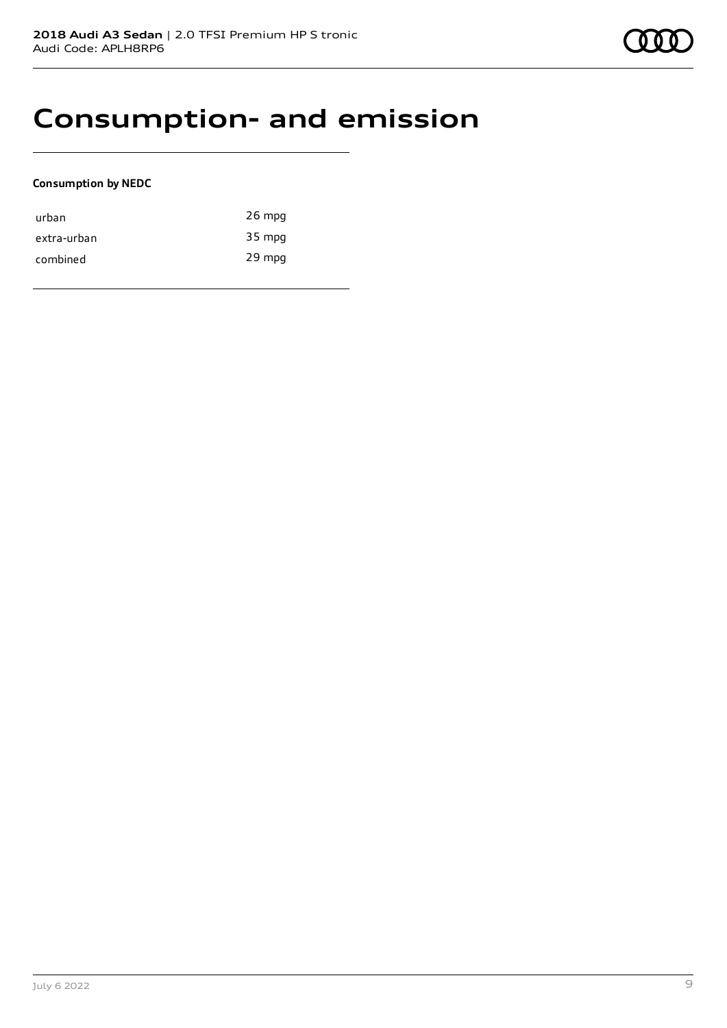# Consumption- and emission

**Consumption by NEDC**

| | |
|---|---|
| urban | 26 mpg |
| extra-urban | 35 mpg |
| combined | 29 mpg |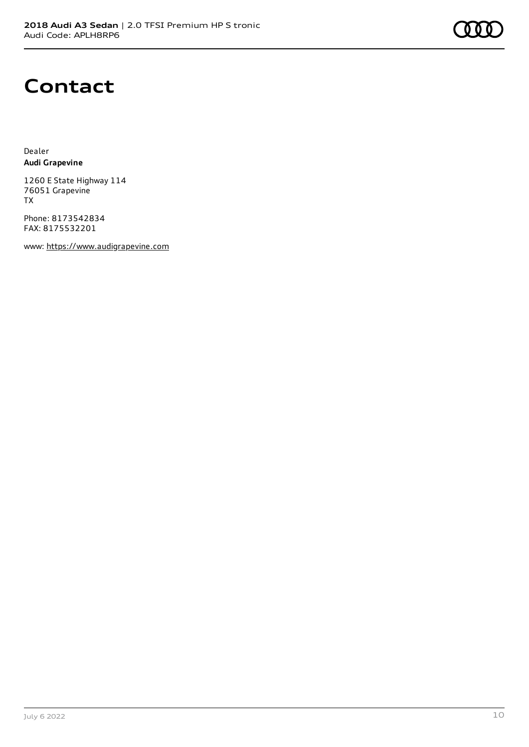# Contact

Dealer
**Audi Grapevine**

1260 E State Highway 114
76051 Grapevine
TX

Phone: 8173542834
FAX: 8175532201

www: https://www.audigrapevine.com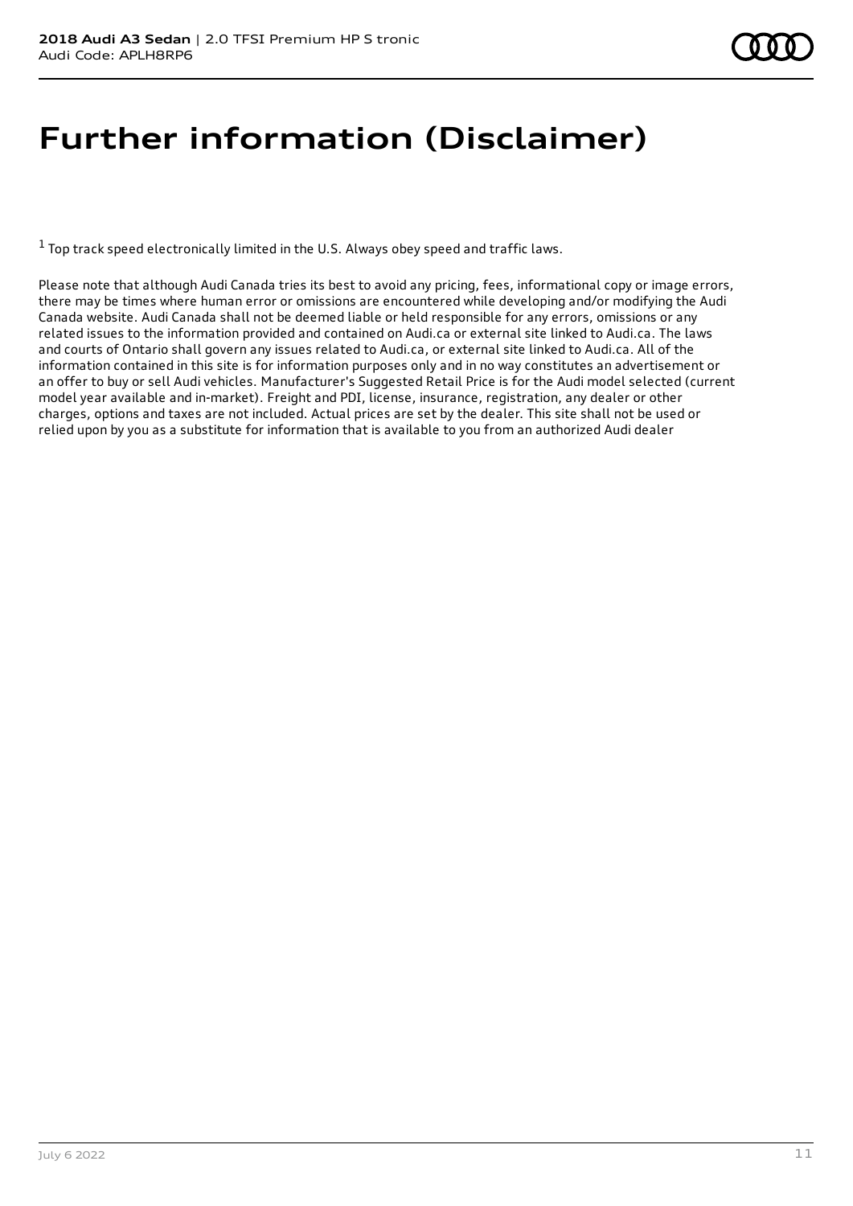# Further information (Disclaimer)

[1] Top track speed electronically limited in the U.S. Always obey speed and traffic laws.

Please note that although Audi Canada tries its best to avoid any pricing, fees, informational copy or image errors, there may be times where human error or omissions are encountered while developing and/or modifying the Audi Canada website. Audi Canada shall not be deemed liable or held responsible for any errors, omissions or any related issues to the information provided and contained on Audi.ca or external site linked to Audi.ca. The laws and courts of Ontario shall govern any issues related to Audi.ca, or external site linked to Audi.ca. All of the information contained in this site is for information purposes only and in no way constitutes an advertisement or an offer to buy or sell Audi vehicles. Manufacturer's Suggested Retail Price is for the Audi model selected (current model year available and in-market). Freight and PDI, license, insurance, registration, any dealer or other charges, options and taxes are not included. Actual prices are set by the dealer. This site shall not be used or relied upon by you as a substitute for information that is available to you from an authorized Audi dealer